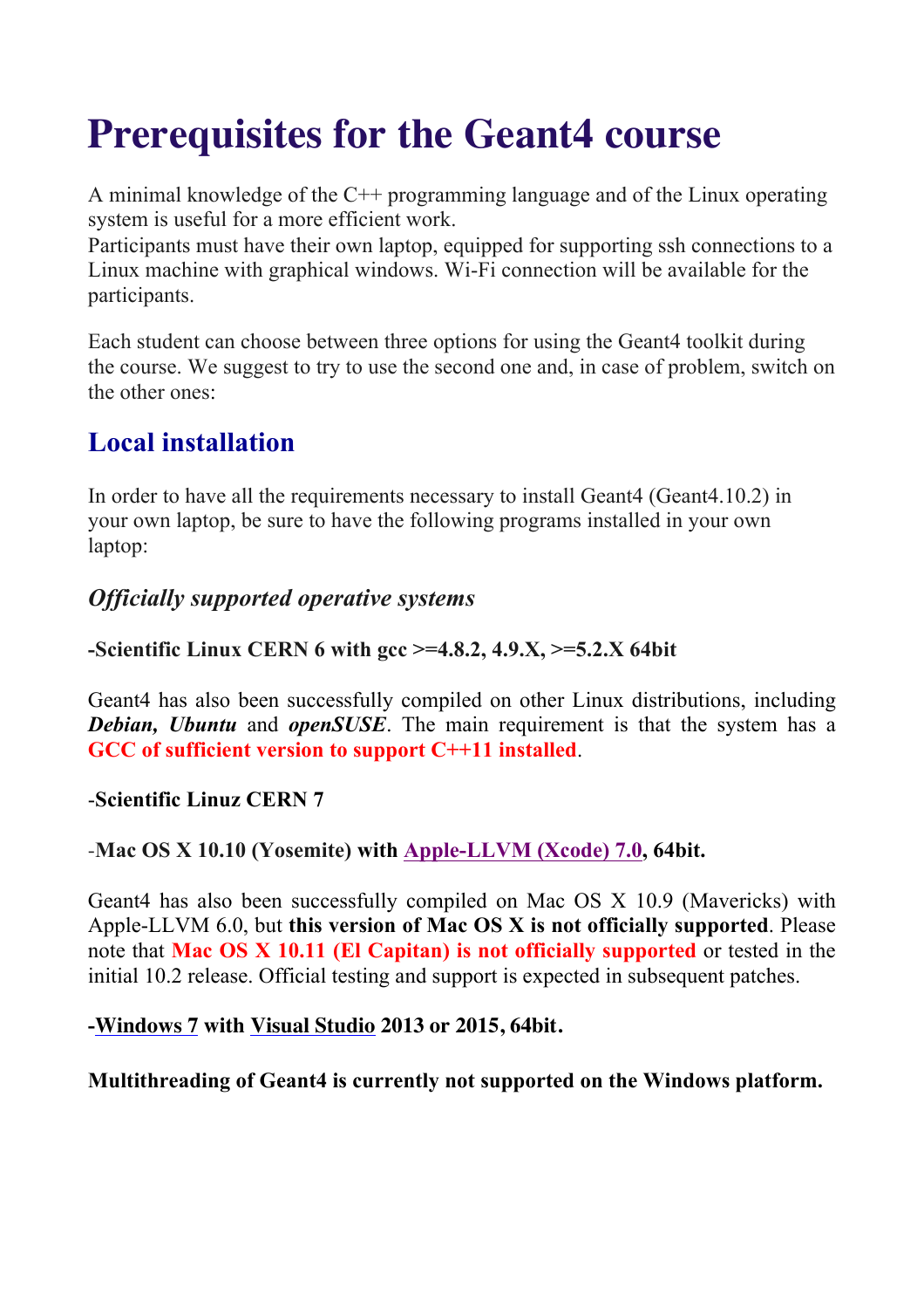# Prerequisites for the Geant4 course

A minimal knowledge of the C++ programming language and of the Linux operating system is useful for a more efficient work.
Participants must have their own laptop, equipped for supporting ssh connections to a Linux machine with graphical windows. Wi-Fi connection will be available for the participants.

Each student can choose between three options for using the Geant4 toolkit during the course. We suggest to try to use the second one and, in case of problem, switch on the other ones:

## Local installation

In order to have all the requirements necessary to install Geant4 (Geant4.10.2) in your own laptop, be sure to have the following programs installed in your own laptop:

### *Officially supported operative systems*

**-Scientific Linux CERN 6 with gcc >=4.8.2, 4.9.X, >=5.2.X 64bit**

Geant4 has also been successfully compiled on other Linux distributions, including ***Debian, Ubuntu*** and ***openSUSE***. The main requirement is that the system has a **GCC of sufficient version to support C++11 installed**.

-**Scientific Linuz CERN 7**

-**Mac OS X 10.10 (Yosemite) with Apple-LLVM (Xcode) 7.0, 64bit.**

Geant4 has also been successfully compiled on Mac OS X 10.9 (Mavericks) with Apple-LLVM 6.0, but **this version of Mac OS X is not officially supported**. Please note that **Mac OS X 10.11 (El Capitan) is not officially supported** or tested in the initial 10.2 release. Official testing and support is expected in subsequent patches.

**-Windows 7 with Visual Studio 2013 or 2015, 64bit.**

**Multithreading of Geant4 is currently not supported on the Windows platform.**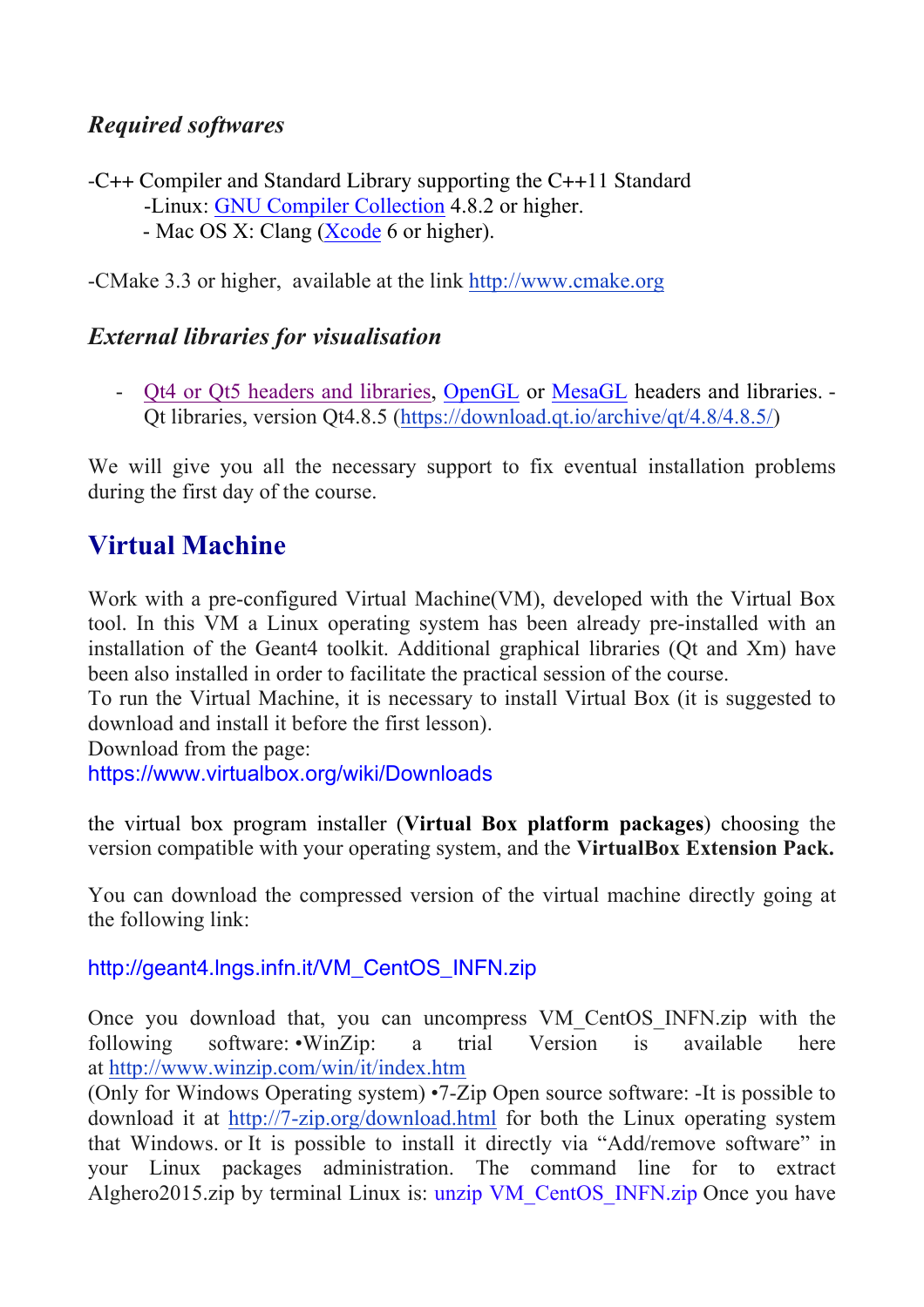### *Required softwares*

-C++ Compiler and Standard Library supporting the C++11 Standard

  -Linux: GNU Compiler Collection 4.8.2 or higher.

  - Mac OS X: Clang (Xcode 6 or higher).

-CMake 3.3 or higher, available at the link http://www.cmake.org

### *External libraries for visualisation*

- Qt4 or Qt5 headers and libraries, OpenGL or MesaGL headers and libraries. - Qt libraries, version Qt4.8.5 (https://download.qt.io/archive/qt/4.8/4.8.5/)

We will give you all the necessary support to fix eventual installation problems during the first day of the course.

## Virtual Machine

Work with a pre-configured Virtual Machine(VM), developed with the Virtual Box tool. In this VM a Linux operating system has been already pre-installed with an installation of the Geant4 toolkit. Additional graphical libraries (Qt and Xm) have been also installed in order to facilitate the practical session of the course.
To run the Virtual Machine, it is necessary to install Virtual Box (it is suggested to download and install it before the first lesson).
Download from the page:
https://www.virtualbox.org/wiki/Downloads

the virtual box program installer (**Virtual Box platform packages**) choosing the version compatible with your operating system, and the **VirtualBox Extension Pack.**

You can download the compressed version of the virtual machine directly going at the following link:

http://geant4.lngs.infn.it/VM_CentOS_INFN.zip

Once you download that, you can uncompress VM_CentOS_INFN.zip with the following software: •WinZip: a trial Version is available here at http://www.winzip.com/win/it/index.htm
(Only for Windows Operating system) •7-Zip Open source software: -It is possible to download it at http://7-zip.org/download.html for both the Linux operating system that Windows. or It is possible to install it directly via "Add/remove software" in your Linux packages administration. The command line for to extract Alghero2015.zip by terminal Linux is: unzip VM_CentOS_INFN.zip Once you have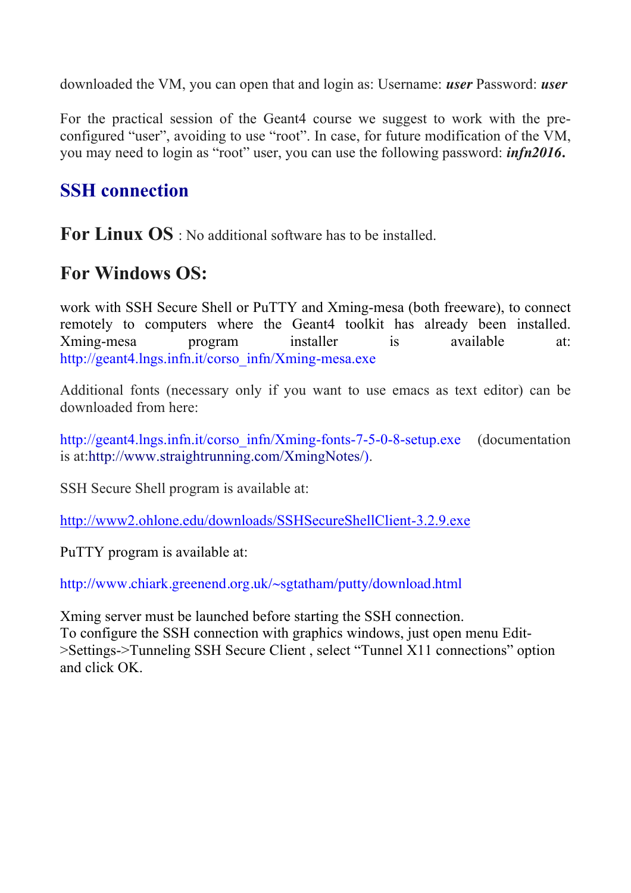downloaded the VM, you can open that and login as: Username: ***user*** Password: ***user***

For the practical session of the Geant4 course we suggest to work with the pre-configured "user", avoiding to use "root". In case, for future modification of the VM, you may need to login as "root" user, you can use the following password: ***infn2016*.**

## SSH connection

### For Linux OS : No additional software has to be installed.

### For Windows OS:

work with SSH Secure Shell or PuTTY and Xming-mesa (both freeware), to connect remotely to computers where the Geant4 toolkit has already been installed. Xming-mesa program installer is available at: http://geant4.lngs.infn.it/corso_infn/Xming-mesa.exe

Additional fonts (necessary only if you want to use emacs as text editor) can be downloaded from here:

http://geant4.lngs.infn.it/corso_infn/Xming-fonts-7-5-0-8-setup.exe (documentation is at:http://www.straightrunning.com/XmingNotes/).

SSH Secure Shell program is available at:

http://www2.ohlone.edu/downloads/SSHSecureShellClient-3.2.9.exe

PuTTY program is available at:

http://www.chiark.greenend.org.uk/~sgtatham/putty/download.html

Xming server must be launched before starting the SSH connection.
To configure the SSH connection with graphics windows, just open menu Edit->Settings->Tunneling SSH Secure Client , select "Tunnel X11 connections" option and click OK.